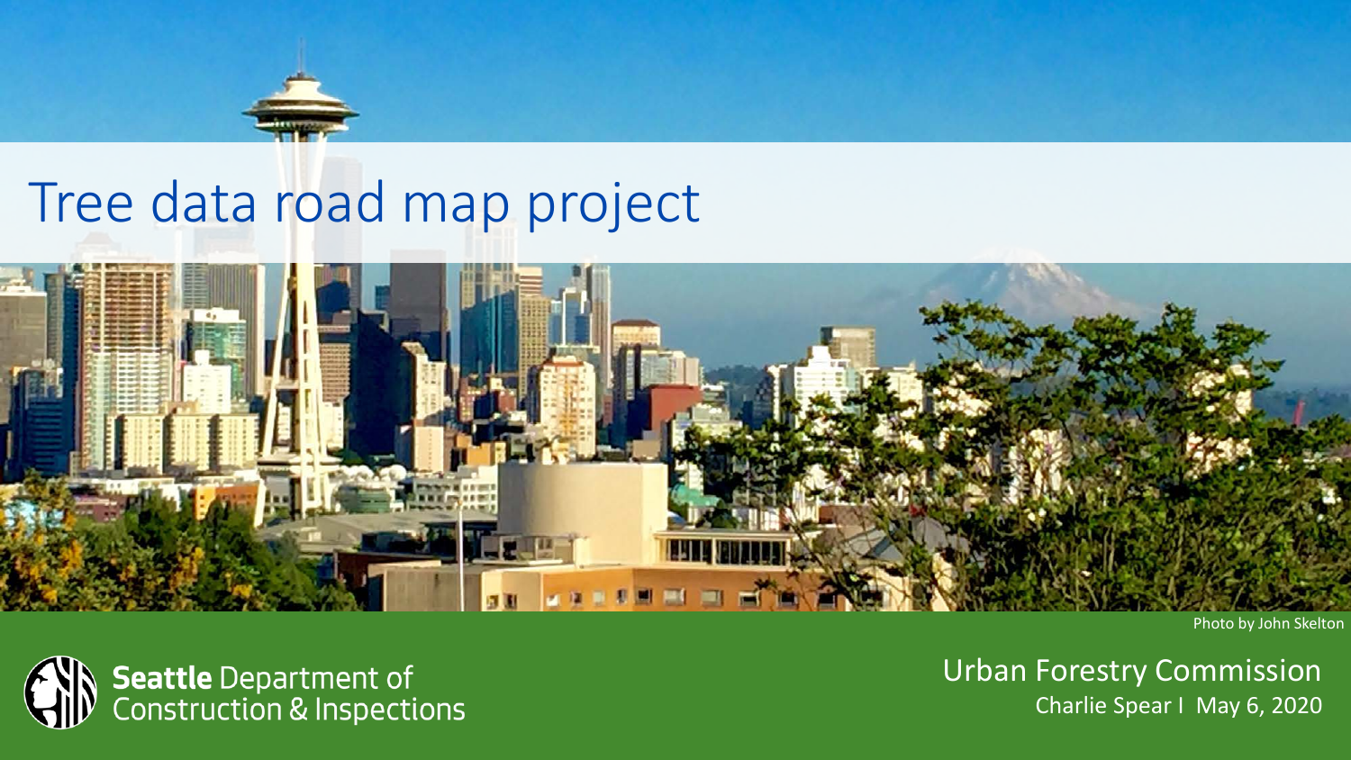# Tree data road map project

Photo by John Skelton

**Seattle** Department of Construction & Inspections

Urban Forestry Commission

Charlie Spear I May 6, 2020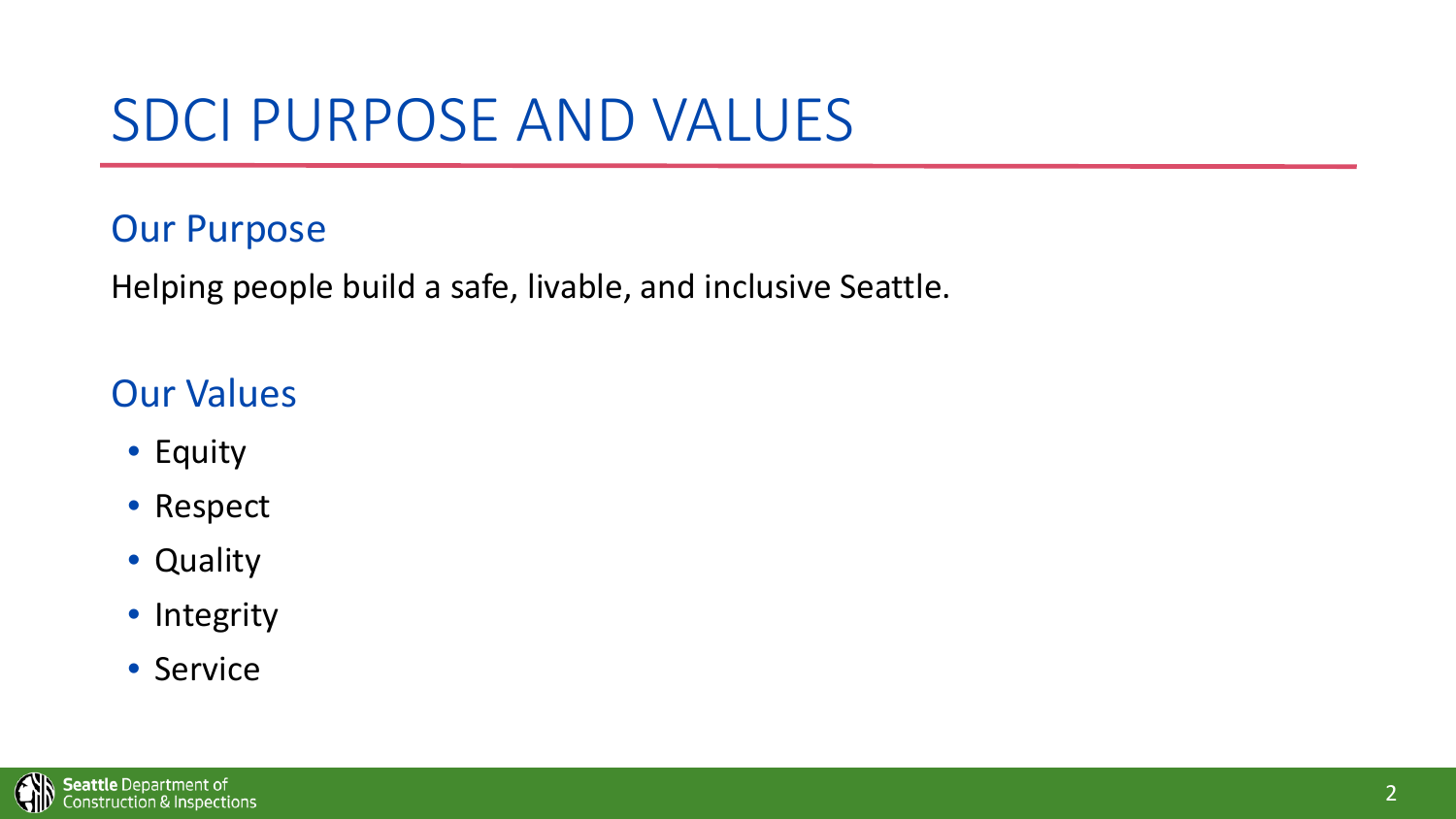# SDCI PURPOSE AND VALUES

## Our Purpose

Helping people build a safe, livable, and inclusive Seattle.

## Our Values

- Equity
- Respect
- Quality
- Integrity
- Service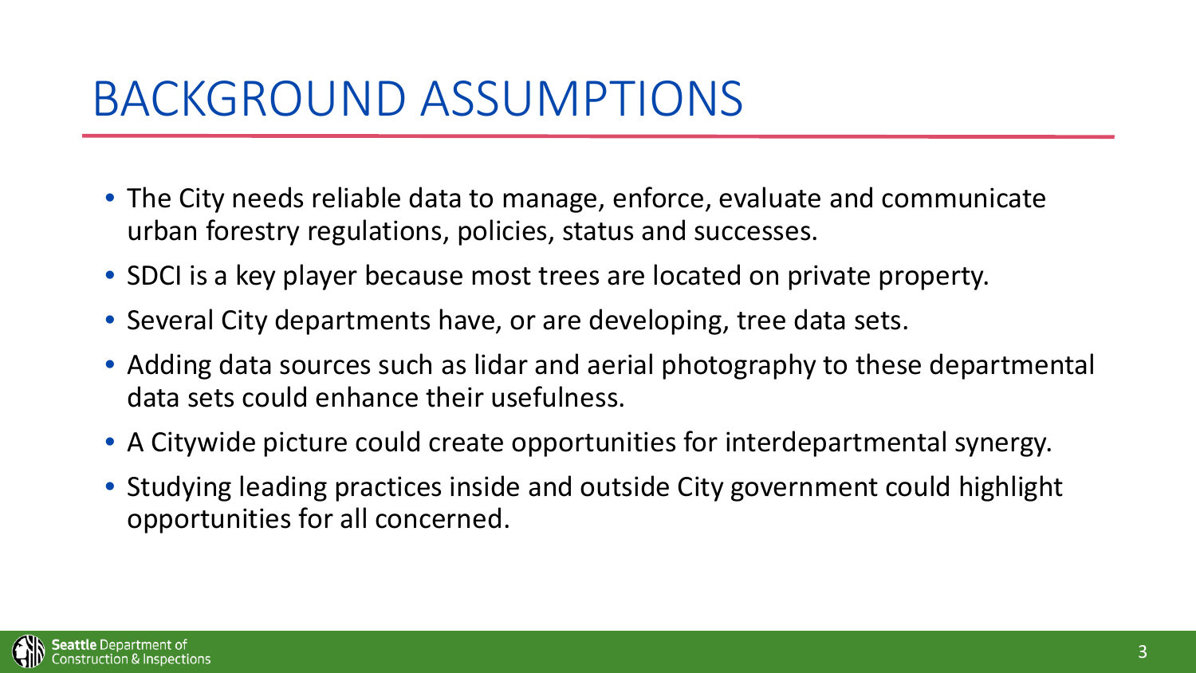# BACKGROUND ASSUMPTIONS

- The City needs reliable data to manage, enforce, evaluate and communicate urban forestry regulations, policies, status and successes.
- SDCI is a key player because most trees are located on private property.
- Several City departments have, or are developing, tree data sets.
- Adding data sources such as lidar and aerial photography to these departmental data sets could enhance their usefulness.
- A Citywide picture could create opportunities for interdepartmental synergy.
- Studying leading practices inside and outside City government could highlight opportunities for all concerned.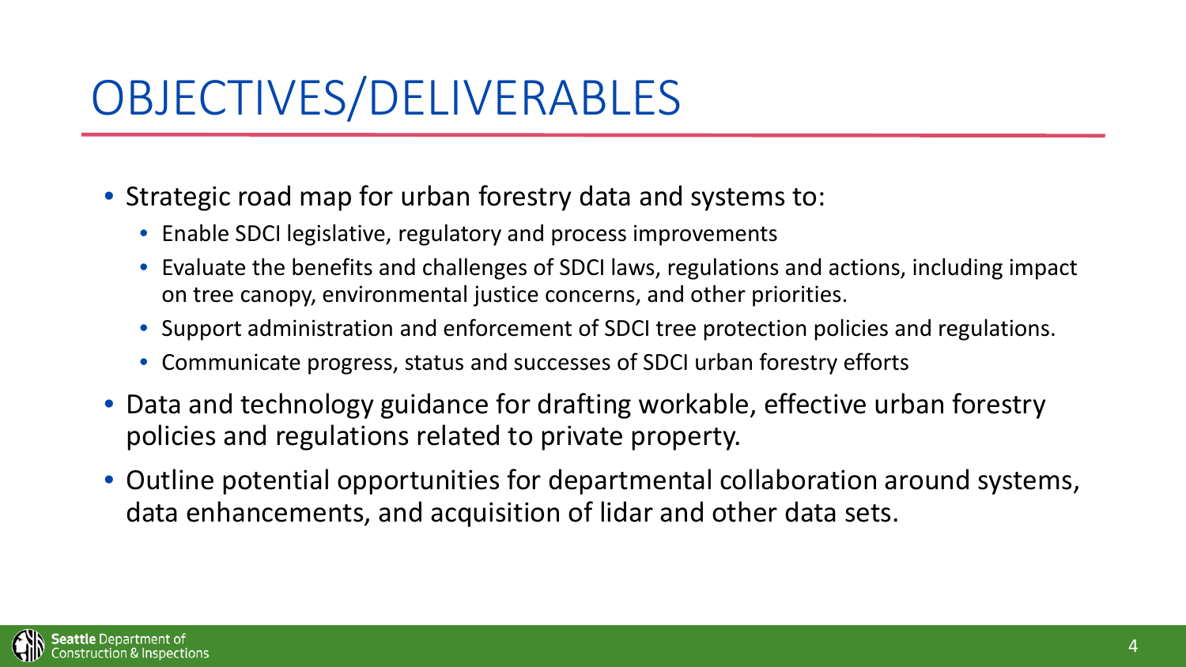# OBJECTIVES/DELIVERABLES

- Strategic road map for urban forestry data and systems to:
  - Enable SDCI legislative, regulatory and process improvements
  - Evaluate the benefits and challenges of SDCI laws, regulations and actions, including impact on tree canopy, environmental justice concerns, and other priorities.
  - Support administration and enforcement of SDCI tree protection policies and regulations.
  - Communicate progress, status and successes of SDCI urban forestry efforts
- Data and technology guidance for drafting workable, effective urban forestry policies and regulations related to private property.
- Outline potential opportunities for departmental collaboration around systems, data enhancements, and acquisition of lidar and other data sets.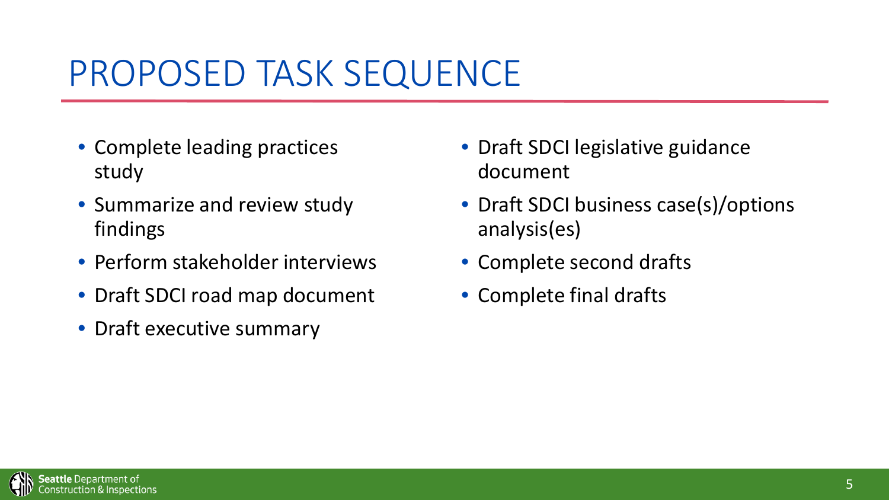# PROPOSED TASK SEQUENCE

- Complete leading practices study
- Summarize and review study findings
- Perform stakeholder interviews
- Draft SDCI road map document
- Draft executive summary
- Draft SDCI legislative guidance document
- Draft SDCI business case(s)/options analysis(es)
- Complete second drafts
- Complete final drafts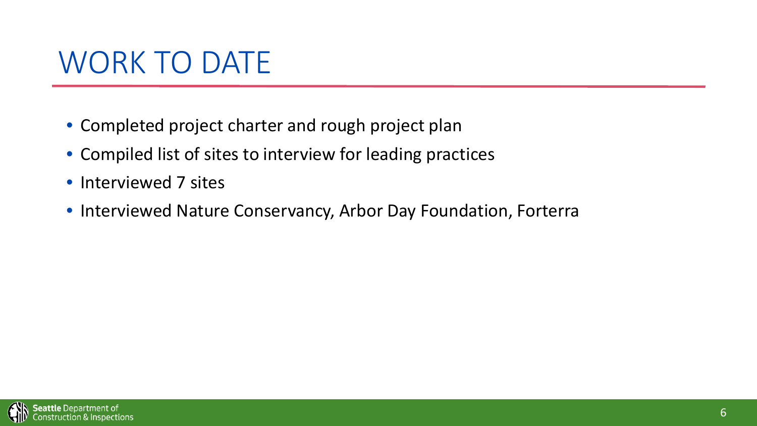# WORK TO DATE

- Completed project charter and rough project plan
- Compiled list of sites to interview for leading practices
- Interviewed 7 sites
- Interviewed Nature Conservancy, Arbor Day Foundation, Forterra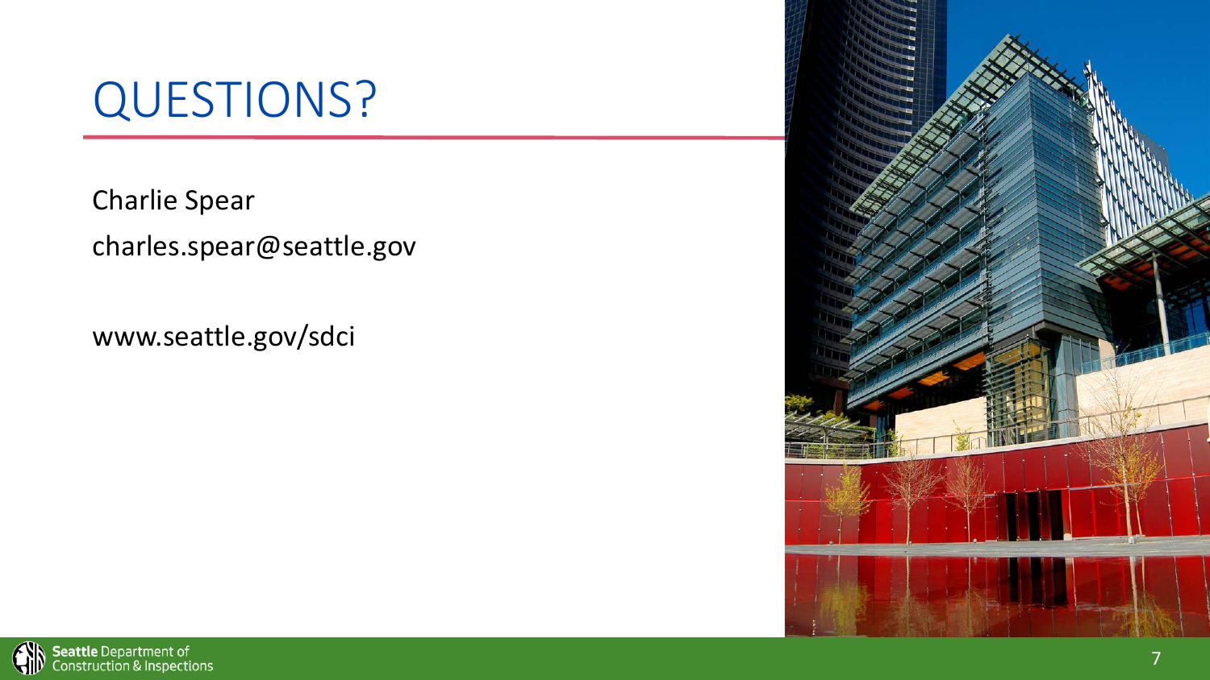# QUESTIONS?

Charlie Spear

charles.spear@seattle.gov

www.seattle.gov/sdci